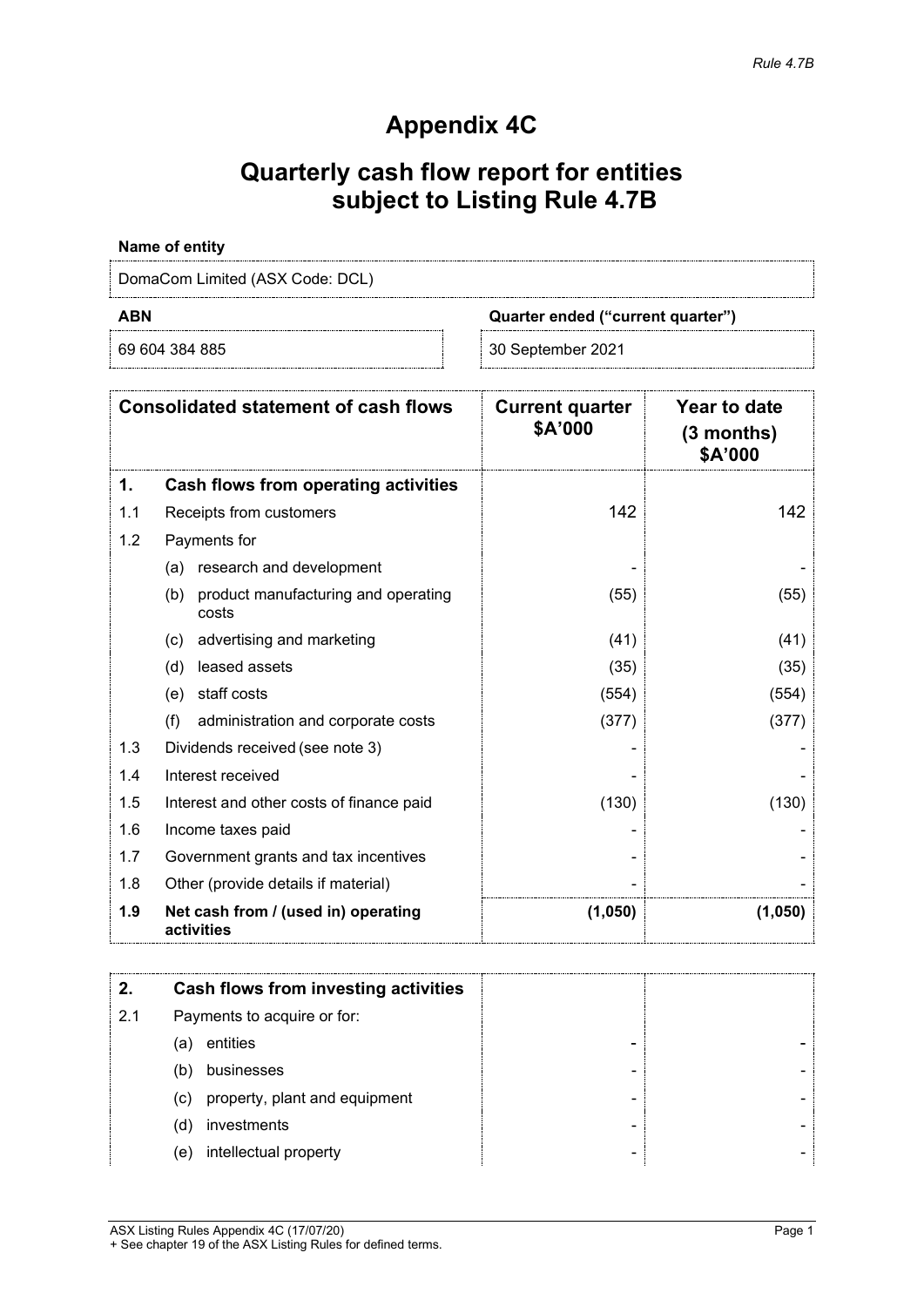*Rule 4.7B*

# Appendix 4C

## Quarterly cash flow report for entities subject to Listing Rule 4.7B

**Name of entity**

DomaCom Limited (ASX Code: DCL)

| **ABN** | **Quarter ended ("current quarter")** |
|---|---|
| 69 604 384 885 | 30 September 2021 |

| | **Consolidated statement of cash flows** | **Current quarter $A'000** | **Year to date (3 months) $A'000** |
|---|---|---|---|
| **1.** | **Cash flows from operating activities** | | |
| 1.1 | Receipts from customers | 142 | 142 |
| 1.2 | Payments for | | |
| | (a) research and development | - | - |
| | (b) product manufacturing and operating costs | (55) | (55) |
| | (c) advertising and marketing | (41) | (41) |
| | (d) leased assets | (35) | (35) |
| | (e) staff costs | (554) | (554) |
| | (f) administration and corporate costs | (377) | (377) |
| 1.3 | Dividends received (see note 3) | - | - |
| 1.4 | Interest received | - | - |
| 1.5 | Interest and other costs of finance paid | (130) | (130) |
| 1.6 | Income taxes paid | - | - |
| 1.7 | Government grants and tax incentives | - | - |
| 1.8 | Other (provide details if material) | - | - |
| **1.9** | **Net cash from / (used in) operating activities** | **(1,050)** | **(1,050)** |

| **2.** | **Cash flows from investing activities** | | |
|---|---|---|---|
| 2.1 | Payments to acquire or for: | | |
| | (a) entities | - | - |
| | (b) businesses | - | - |
| | (c) property, plant and equipment | - | - |
| | (d) investments | - | - |
| | (e) intellectual property | - | - |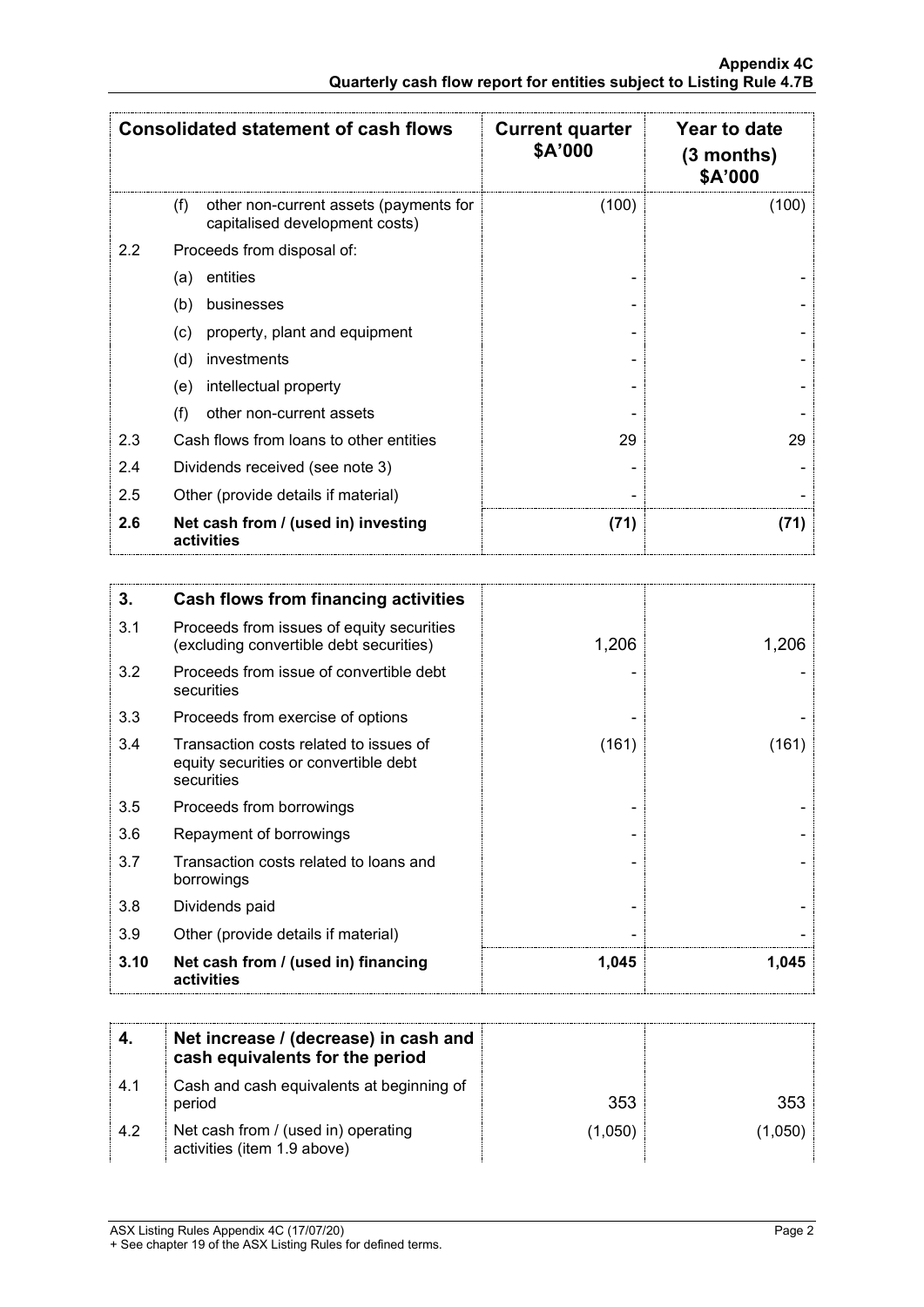| Consolidated statement of cash flows | | Current quarter $A'000 | Year to date (3 months) $A'000 |
|---|---|---|---|
| | (f) other non-current assets (payments for capitalised development costs) | (100) | (100) |
| 2.2 | Proceeds from disposal of: | | |
| | (a) entities | - | - |
| | (b) businesses | - | - |
| | (c) property, plant and equipment | - | - |
| | (d) investments | - | - |
| | (e) intellectual property | - | - |
| | (f) other non-current assets | - | - |
| 2.3 | Cash flows from loans to other entities | 29 | 29 |
| 2.4 | Dividends received (see note 3) | - | - |
| 2.5 | Other (provide details if material) | - | - |
| **2.6** | **Net cash from / (used in) investing activities** | **(71)** | **(71)** |

| | | | |
|---|---|---|---|
| **3.** | **Cash flows from financing activities** | | |
| 3.1 | Proceeds from issues of equity securities (excluding convertible debt securities) | 1,206 | 1,206 |
| 3.2 | Proceeds from issue of convertible debt securities | - | - |
| 3.3 | Proceeds from exercise of options | - | - |
| 3.4 | Transaction costs related to issues of equity securities or convertible debt securities | (161) | (161) |
| 3.5 | Proceeds from borrowings | - | - |
| 3.6 | Repayment of borrowings | - | - |
| 3.7 | Transaction costs related to loans and borrowings | - | - |
| 3.8 | Dividends paid | - | - |
| 3.9 | Other (provide details if material) | - | - |
| **3.10** | **Net cash from / (used in) financing activities** | **1,045** | **1,045** |

| | | | |
|---|---|---|---|
| **4.** | **Net increase / (decrease) in cash and cash equivalents for the period** | | |
| 4.1 | Cash and cash equivalents at beginning of period | 353 | 353 |
| 4.2 | Net cash from / (used in) operating activities (item 1.9 above) | (1,050) | (1,050) |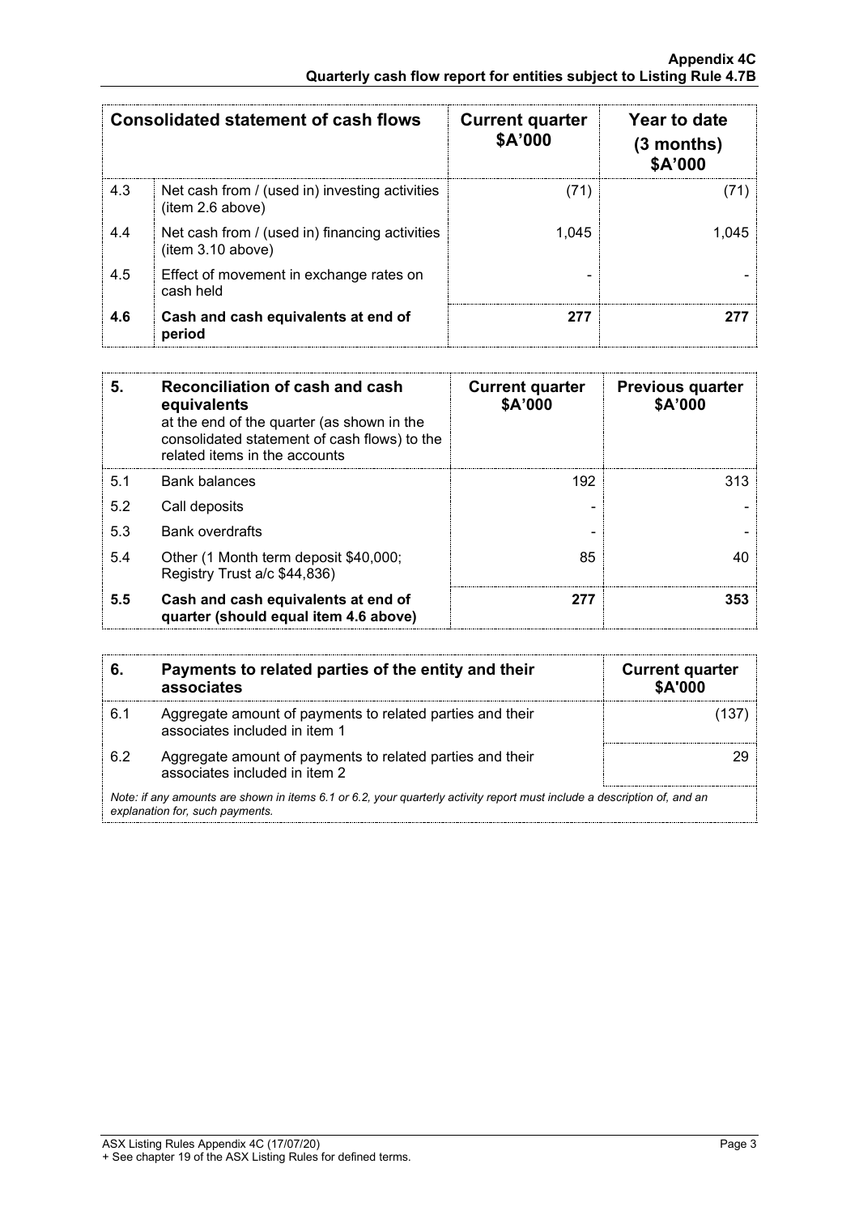| Consolidated statement of cash flows | | Current quarter $A'000 | Year to date (3 months) $A'000 |
|---|---|---|---|
| 4.3 | Net cash from / (used in) investing activities (item 2.6 above) | (71) | (71) |
| 4.4 | Net cash from / (used in) financing activities (item 3.10 above) | 1,045 | 1,045 |
| 4.5 | Effect of movement in exchange rates on cash held | - | - |
| **4.6** | **Cash and cash equivalents at end of period** | **277** | **277** |

| **5.** | **Reconciliation of cash and cash equivalents** at the end of the quarter (as shown in the consolidated statement of cash flows) to the related items in the accounts | **Current quarter $A'000** | **Previous quarter $A'000** |
|---|---|---|---|
| 5.1 | Bank balances | 192 | 313 |
| 5.2 | Call deposits | - | - |
| 5.3 | Bank overdrafts | - | - |
| 5.4 | Other (1 Month term deposit $40,000; Registry Trust a/c $44,836) | 85 | 40 |
| **5.5** | **Cash and cash equivalents at end of quarter (should equal item 4.6 above)** | **277** | **353** |

| **6.** | **Payments to related parties of the entity and their associates** | **Current quarter $A'000** |
|---|---|---|
| 6.1 | Aggregate amount of payments to related parties and their associates included in item 1 | (137) |
| 6.2 | Aggregate amount of payments to related parties and their associates included in item 2 | 29 |

*Note: if any amounts are shown in items 6.1 or 6.2, your quarterly activity report must include a description of, and an explanation for, such payments.*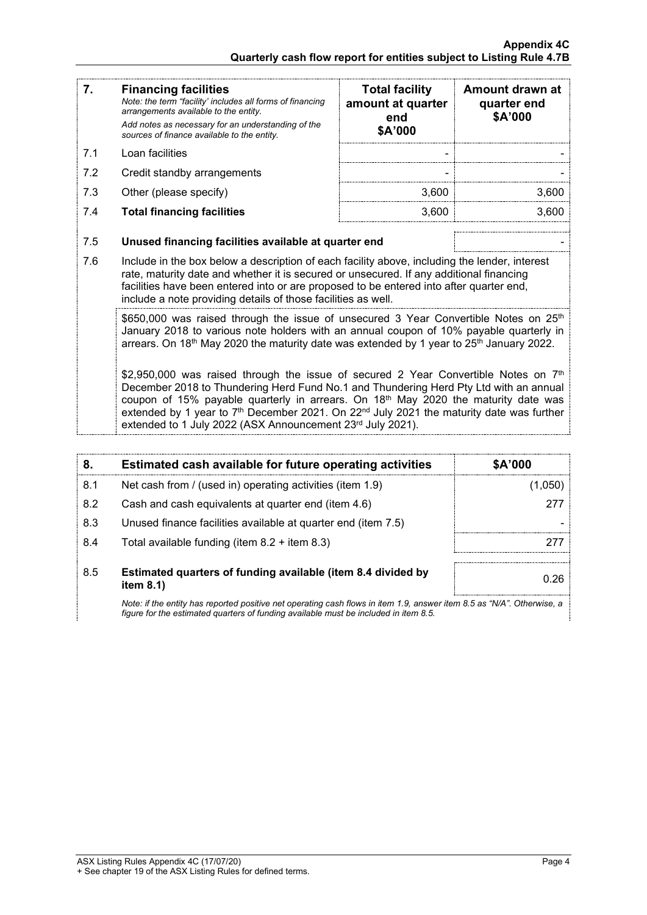| 7. | **Financing facilities**<br>*Note: the term "facility' includes all forms of financing arrangements available to the entity.*<br>*Add notes as necessary for an understanding of the sources of finance available to the entity.* | **Total facility amount at quarter end**<br>**\$A'000** | **Amount drawn at quarter end**<br>**\$A'000** |
|---|---|---|---|
| 7.1 | Loan facilities | - | - |
| 7.2 | Credit standby arrangements | - | - |
| 7.3 | Other (please specify) | 3,600 | 3,600 |
| 7.4 | **Total financing facilities** | 3,600 | 3,600 |

| | | |
|---|---|---|
| 7.5 | **Unused financing facilities available at quarter end** | - |

7.6 Include in the box below a description of each facility above, including the lender, interest rate, maturity date and whether it is secured or unsecured. If any additional financing facilities have been entered into or are proposed to be entered into after quarter end, include a note providing details of those facilities as well.

$650,000 was raised through the issue of unsecured 3 Year Convertible Notes on 25th January 2018 to various note holders with an annual coupon of 10% payable quarterly in arrears. On 18th May 2020 the maturity date was extended by 1 year to 25th January 2022.

$2,950,000 was raised through the issue of secured 2 Year Convertible Notes on 7th December 2018 to Thundering Herd Fund No.1 and Thundering Herd Pty Ltd with an annual coupon of 15% payable quarterly in arrears. On 18th May 2020 the maturity date was extended by 1 year to 7th December 2021. On 22nd July 2021 the maturity date was further extended to 1 July 2022 (ASX Announcement 23rd July 2021).

| 8. | **Estimated cash available for future operating activities** | **\$A'000** |
|---|---|---|
| 8.1 | Net cash from / (used in) operating activities (item 1.9) | (1,050) |
| 8.2 | Cash and cash equivalents at quarter end (item 4.6) | 277 |
| 8.3 | Unused finance facilities available at quarter end (item 7.5) | - |
| 8.4 | Total available funding (item 8.2 + item 8.3) | 277 |
| 8.5 | **Estimated quarters of funding available (item 8.4 divided by item 8.1)** | 0.26 |

*Note: if the entity has reported positive net operating cash flows in item 1.9, answer item 8.5 as "N/A". Otherwise, a figure for the estimated quarters of funding available must be included in item 8.5.*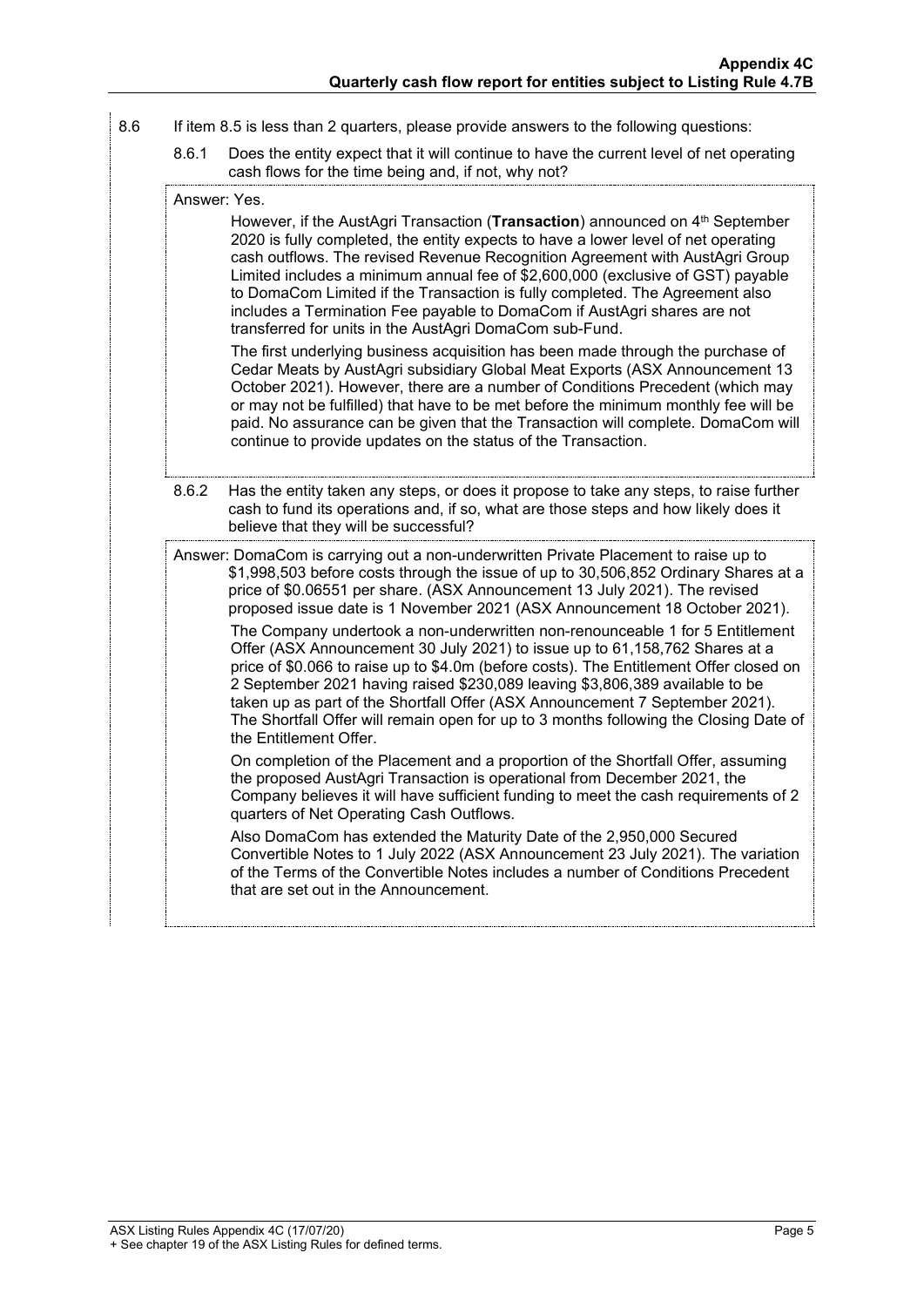8.6 If item 8.5 is less than 2 quarters, please provide answers to the following questions:

8.6.1 Does the entity expect that it will continue to have the current level of net operating cash flows for the time being and, if not, why not?

Answer: Yes.

However, if the AustAgri Transaction (**Transaction**) announced on 4th September 2020 is fully completed, the entity expects to have a lower level of net operating cash outflows. The revised Revenue Recognition Agreement with AustAgri Group Limited includes a minimum annual fee of $2,600,000 (exclusive of GST) payable to DomaCom Limited if the Transaction is fully completed. The Agreement also includes a Termination Fee payable to DomaCom if AustAgri shares are not transferred for units in the AustAgri DomaCom sub-Fund.

The first underlying business acquisition has been made through the purchase of Cedar Meats by AustAgri subsidiary Global Meat Exports (ASX Announcement 13 October 2021). However, there are a number of Conditions Precedent (which may or may not be fulfilled) that have to be met before the minimum monthly fee will be paid. No assurance can be given that the Transaction will complete. DomaCom will continue to provide updates on the status of the Transaction.

8.6.2 Has the entity taken any steps, or does it propose to take any steps, to raise further cash to fund its operations and, if so, what are those steps and how likely does it believe that they will be successful?

Answer: DomaCom is carrying out a non-underwritten Private Placement to raise up to $1,998,503 before costs through the issue of up to 30,506,852 Ordinary Shares at a price of $0.06551 per share. (ASX Announcement 13 July 2021). The revised proposed issue date is 1 November 2021 (ASX Announcement 18 October 2021).

The Company undertook a non-underwritten non-renounceable 1 for 5 Entitlement Offer (ASX Announcement 30 July 2021) to issue up to 61,158,762 Shares at a price of $0.066 to raise up to $4.0m (before costs). The Entitlement Offer closed on 2 September 2021 having raised $230,089 leaving $3,806,389 available to be taken up as part of the Shortfall Offer (ASX Announcement 7 September 2021). The Shortfall Offer will remain open for up to 3 months following the Closing Date of the Entitlement Offer.

On completion of the Placement and a proportion of the Shortfall Offer, assuming the proposed AustAgri Transaction is operational from December 2021, the Company believes it will have sufficient funding to meet the cash requirements of 2 quarters of Net Operating Cash Outflows.

Also DomaCom has extended the Maturity Date of the 2,950,000 Secured Convertible Notes to 1 July 2022 (ASX Announcement 23 July 2021). The variation of the Terms of the Convertible Notes includes a number of Conditions Precedent that are set out in the Announcement.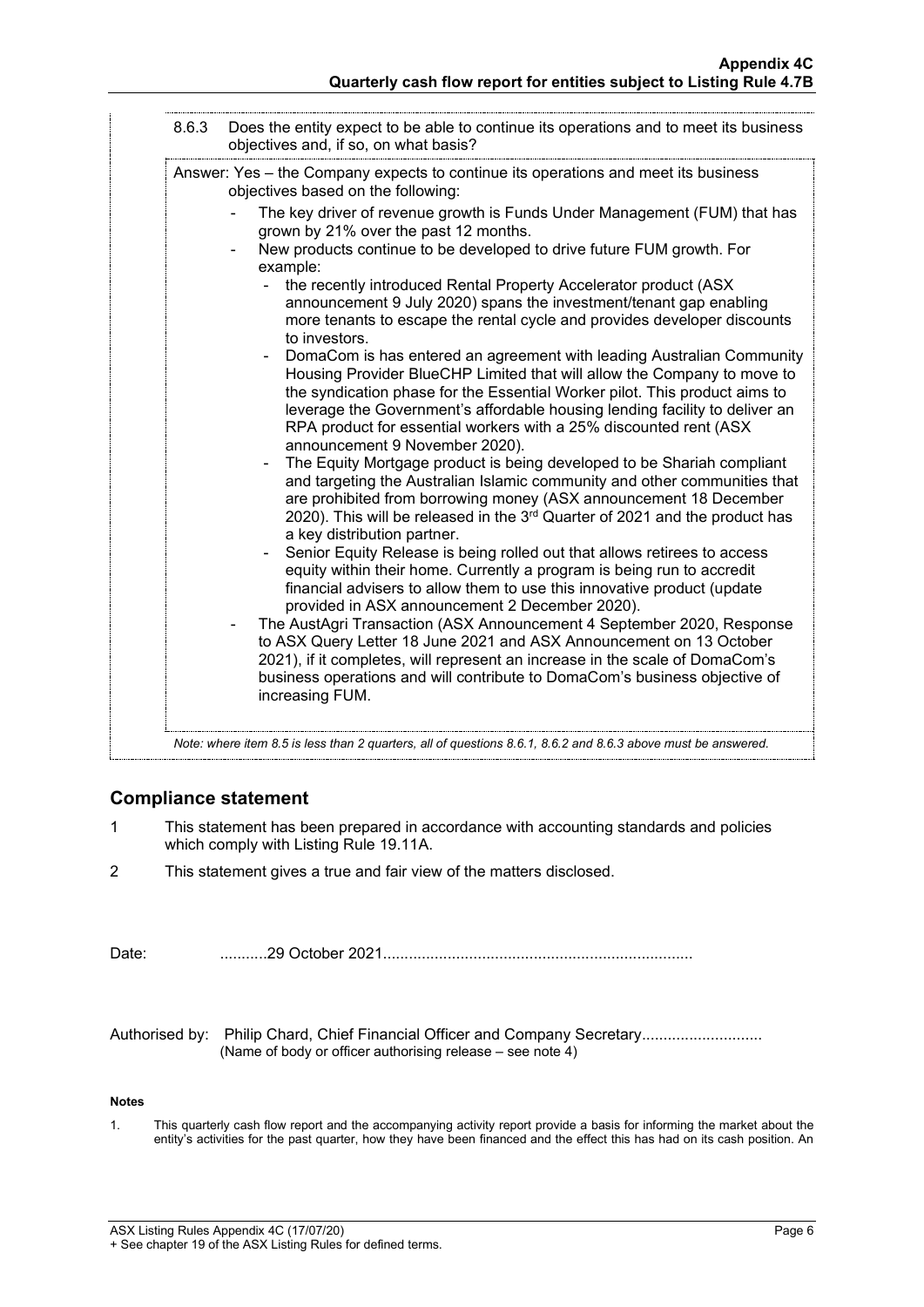8.6.3 Does the entity expect to be able to continue its operations and to meet its business objectives and, if so, on what basis?

Answer: Yes – the Company expects to continue its operations and meet its business objectives based on the following:

- The key driver of revenue growth is Funds Under Management (FUM) that has grown by 21% over the past 12 months.
- New products continue to be developed to drive future FUM growth. For example:
  - the recently introduced Rental Property Accelerator product (ASX announcement 9 July 2020) spans the investment/tenant gap enabling more tenants to escape the rental cycle and provides developer discounts to investors.
  - DomaCom is has entered an agreement with leading Australian Community Housing Provider BlueCHP Limited that will allow the Company to move to the syndication phase for the Essential Worker pilot. This product aims to leverage the Government's affordable housing lending facility to deliver an RPA product for essential workers with a 25% discounted rent (ASX announcement 9 November 2020).
  - The Equity Mortgage product is being developed to be Shariah compliant and targeting the Australian Islamic community and other communities that are prohibited from borrowing money (ASX announcement 18 December 2020). This will be released in the 3rd Quarter of 2021 and the product has a key distribution partner.
  - Senior Equity Release is being rolled out that allows retirees to access equity within their home. Currently a program is being run to accredit financial advisers to allow them to use this innovative product (update provided in ASX announcement 2 December 2020).
- The AustAgri Transaction (ASX Announcement 4 September 2020, Response to ASX Query Letter 18 June 2021 and ASX Announcement on 13 October 2021), if it completes, will represent an increase in the scale of DomaCom's business operations and will contribute to DomaCom's business objective of increasing FUM.

*Note: where item 8.5 is less than 2 quarters, all of questions 8.6.1, 8.6.2 and 8.6.3 above must be answered.*

## Compliance statement

1. This statement has been prepared in accordance with accounting standards and policies which comply with Listing Rule 19.11A.
2. This statement gives a true and fair view of the matters disclosed.

Date: ...........29 October 2021.......................................................................

Authorised by: Philip Chard, Chief Financial Officer and Company Secretary...........................
(Name of body or officer authorising release – see note 4)

**Notes**

1. This quarterly cash flow report and the accompanying activity report provide a basis for informing the market about the entity's activities for the past quarter, how they have been financed and the effect this has had on its cash position. An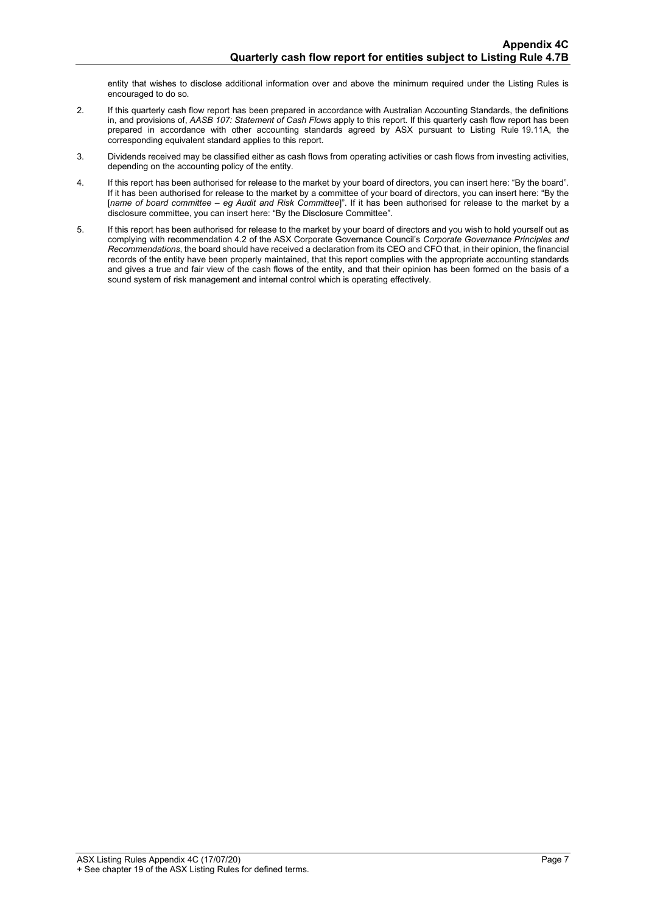entity that wishes to disclose additional information over and above the minimum required under the Listing Rules is encouraged to do so.

2. If this quarterly cash flow report has been prepared in accordance with Australian Accounting Standards, the definitions in, and provisions of, *AASB 107: Statement of Cash Flows* apply to this report. If this quarterly cash flow report has been prepared in accordance with other accounting standards agreed by ASX pursuant to Listing Rule 19.11A, the corresponding equivalent standard applies to this report.

3. Dividends received may be classified either as cash flows from operating activities or cash flows from investing activities, depending on the accounting policy of the entity.

4. If this report has been authorised for release to the market by your board of directors, you can insert here: "By the board". If it has been authorised for release to the market by a committee of your board of directors, you can insert here: "By the [*name of board committee – eg Audit and Risk Committee*]". If it has been authorised for release to the market by a disclosure committee, you can insert here: "By the Disclosure Committee".

5. If this report has been authorised for release to the market by your board of directors and you wish to hold yourself out as complying with recommendation 4.2 of the ASX Corporate Governance Council's *Corporate Governance Principles and Recommendations*, the board should have received a declaration from its CEO and CFO that, in their opinion, the financial records of the entity have been properly maintained, that this report complies with the appropriate accounting standards and gives a true and fair view of the cash flows of the entity, and that their opinion has been formed on the basis of a sound system of risk management and internal control which is operating effectively.